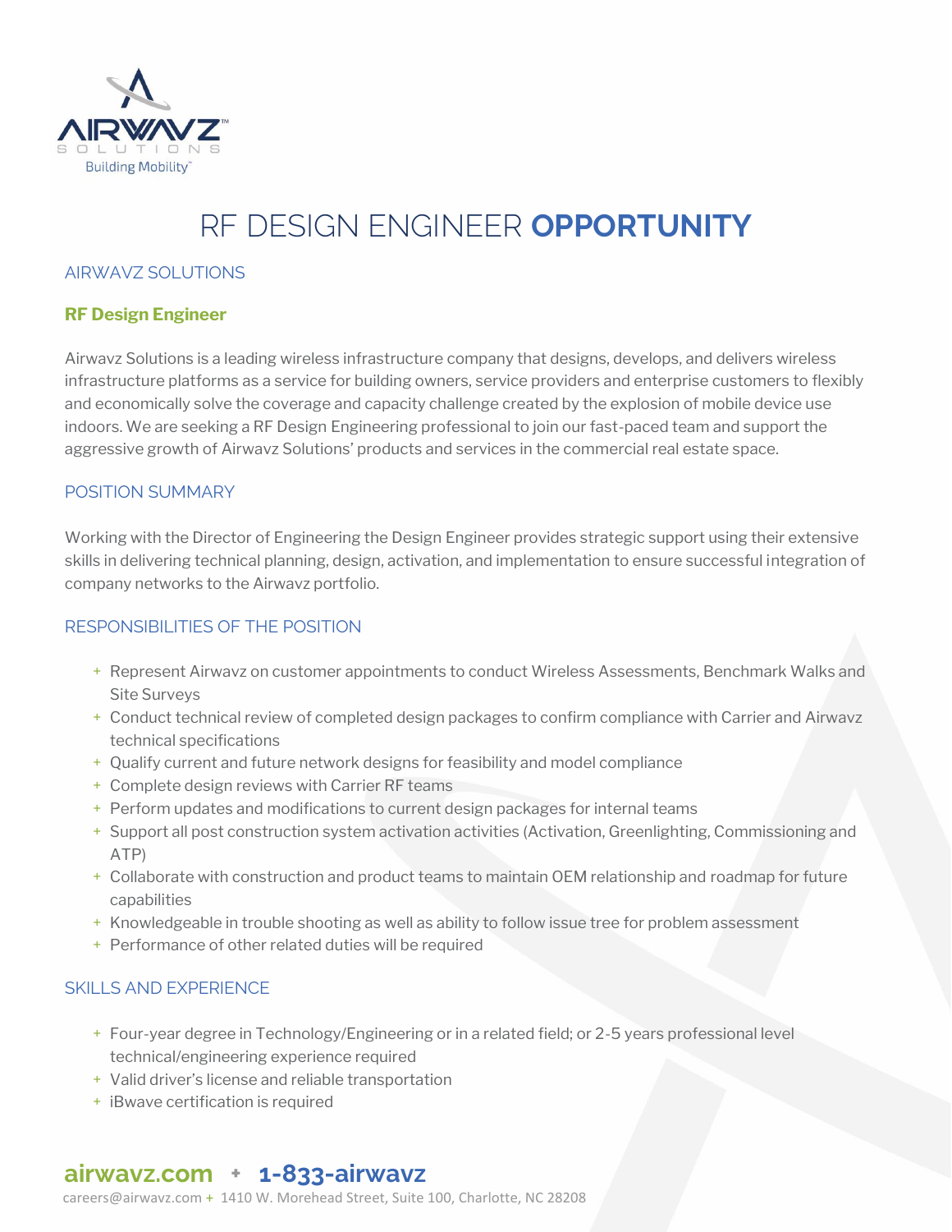# RF DESIGN ENGINEER **OPPORTUNITY**

## AIRWAVZ SOLUTIONS

### RF Design Engineer

Airwavz Solutions is a leading wireless infrastructure company that designs, develops, and delivers wireless infrastructure platforms as a service for building owners, service providers and enterprise customers to flexibly and economically solve the coverage and capacity challenge created by the explosion of mobile device use indoors. We are seeking a RF Design Engineering professional to join our fast-paced team and support the aggressive growth of Airwavz Solutions' products and services in the commercial real estate space.

## POSITION SUMMARY

Working with the Director of Engineering the Design Engineer provides strategic support using their extensive skills in delivering technical planning, design, activation, and implementation to ensure successful integration of company networks to the Airwavz portfolio.

## RESPONSIBILITIES OF THE POSITION

- Represent Airwavz on customer appointments to conduct Wireless Assessments, Benchmark Walks and Site Surveys
- Conduct technical review of completed design packages to confirm compliance with Carrier and Airwavz technical specifications
- Qualify current and future network designs for feasibility and model compliance
- Complete design reviews with Carrier RF teams
- Perform updates and modifications to current design packages for internal teams
- Support all post construction system activation activities (Activation, Greenlighting, Commissioning and ATP)
- Collaborate with construction and product teams to maintain OEM relationship and roadmap for future capabilities
- Knowledgeable in trouble shooting as well as ability to follow issue tree for problem assessment
- Performance of other related duties will be required

## SKILLS AND EXPERIENCE

- Four-year degree in Technology/Engineering or in a related field; or 2-5 years professional level technical/engineering experience required
- Valid driver's license and reliable transportation
- iBwave certification is required

**airwavz.com** + **1-833-airwavz**

careers@airwavz.com + 1410 W. Morehead Street, Suite 100, Charlotte, NC 28208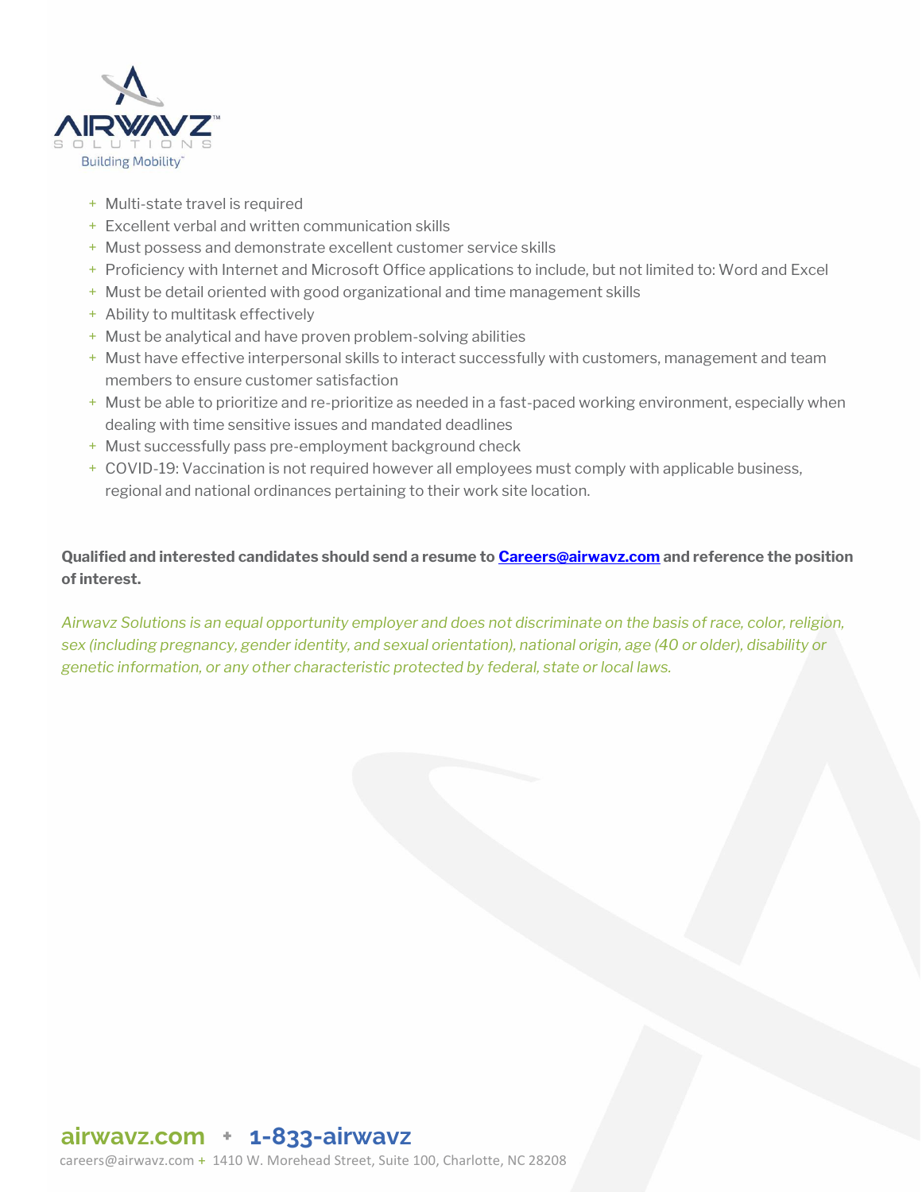- Multi-state travel is required
- Excellent verbal and written communication skills
- Must possess and demonstrate excellent customer service skills
- Proficiency with Internet and Microsoft Office applications to include, but not limited to: Word and Excel
- Must be detail oriented with good organizational and time management skills
- Ability to multitask effectively
- Must be analytical and have proven problem-solving abilities
- Must have effective interpersonal skills to interact successfully with customers, management and team members to ensure customer satisfaction
- Must be able to prioritize and re-prioritize as needed in a fast-paced working environment, especially when dealing with time sensitive issues and mandated deadlines
- Must successfully pass pre-employment background check
- COVID-19: Vaccination is not required however all employees must comply with applicable business, regional and national ordinances pertaining to their work site location.

**Qualified and interested candidates should send a resume to Careers@airwavz.com and reference the position of interest.**

*Airwavz Solutions is an equal opportunity employer and does not discriminate on the basis of race, color, religion, sex (including pregnancy, gender identity, and sexual orientation), national origin, age (40 or older), disability or genetic information, or any other characteristic protected by federal, state or local laws.*